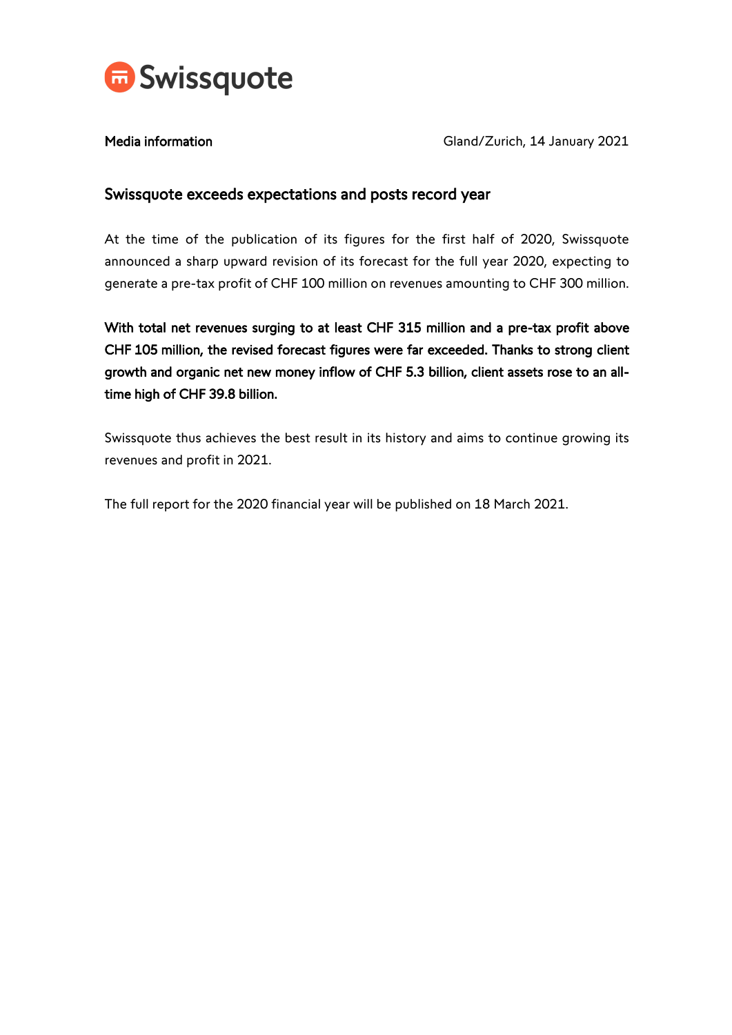Swissquote

**Media information**

Gland/Zurich, 14 January 2021

## Swissquote exceeds expectations and posts record year

At the time of the publication of its figures for the first half of 2020, Swissquote announced a sharp upward revision of its forecast for the full year 2020, expecting to generate a pre-tax profit of CHF 100 million on revenues amounting to CHF 300 million.

**With total net revenues surging to at least CHF 315 million and a pre-tax profit above CHF 105 million, the revised forecast figures were far exceeded. Thanks to strong client growth and organic net new money inflow of CHF 5.3 billion, client assets rose to an all-time high of CHF 39.8 billion.**

Swissquote thus achieves the best result in its history and aims to continue growing its revenues and profit in 2021.

The full report for the 2020 financial year will be published on 18 March 2021.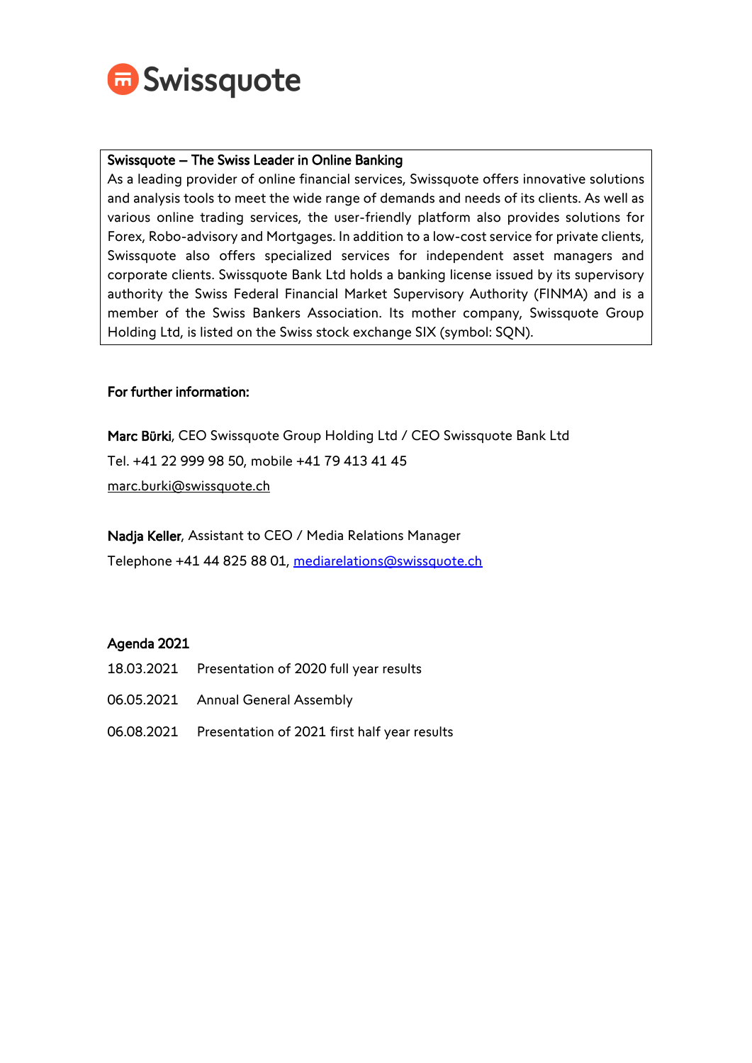**Swissquote – The Swiss Leader in Online Banking**

As a leading provider of online financial services, Swissquote offers innovative solutions and analysis tools to meet the wide range of demands and needs of its clients. As well as various online trading services, the user-friendly platform also provides solutions for Forex, Robo-advisory and Mortgages. In addition to a low-cost service for private clients, Swissquote also offers specialized services for independent asset managers and corporate clients. Swissquote Bank Ltd holds a banking license issued by its supervisory authority the Swiss Federal Financial Market Supervisory Authority (FINMA) and is a member of the Swiss Bankers Association. Its mother company, Swissquote Group Holding Ltd, is listed on the Swiss stock exchange SIX (symbol: SQN).

**For further information:**

**Marc Bürki**, CEO Swissquote Group Holding Ltd / CEO Swissquote Bank Ltd
Tel. +41 22 999 98 50, mobile +41 79 413 41 45
marc.burki@swissquote.ch

**Nadja Keller**, Assistant to CEO / Media Relations Manager
Telephone +41 44 825 88 01, mediarelations@swissquote.ch

**Agenda 2021**

| | |
|---|---|
| 18.03.2021 | Presentation of 2020 full year results |
| 06.05.2021 | Annual General Assembly |
| 06.08.2021 | Presentation of 2021 first half year results |